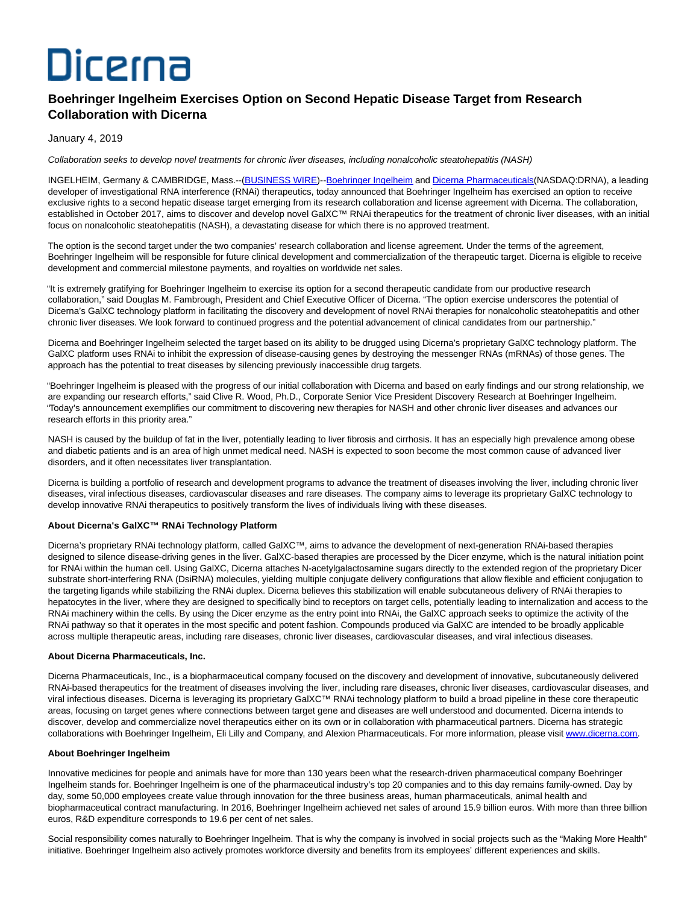# Dicerna

## Boehringer Ingelheim Exercises Option on Second Hepatic Disease Target from Research Collaboration with Dicerna

January 4, 2019

*Collaboration seeks to develop novel treatments for chronic liver diseases, including nonalcoholic steatohepatitis (NASH)*

INGELHEIM, Germany & CAMBRIDGE, Mass.--(BUSINESS WIRE)--Boehringer Ingelheim and Dicerna Pharmaceuticals(NASDAQ:DRNA), a leading developer of investigational RNA interference (RNAi) therapeutics, today announced that Boehringer Ingelheim has exercised an option to receive exclusive rights to a second hepatic disease target emerging from its research collaboration and license agreement with Dicerna. The collaboration, established in October 2017, aims to discover and develop novel GalXC™ RNAi therapeutics for the treatment of chronic liver diseases, with an initial focus on nonalcoholic steatohepatitis (NASH), a devastating disease for which there is no approved treatment.

The option is the second target under the two companies' research collaboration and license agreement. Under the terms of the agreement, Boehringer Ingelheim will be responsible for future clinical development and commercialization of the therapeutic target. Dicerna is eligible to receive development and commercial milestone payments, and royalties on worldwide net sales.

"It is extremely gratifying for Boehringer Ingelheim to exercise its option for a second therapeutic candidate from our productive research collaboration," said Douglas M. Fambrough, President and Chief Executive Officer of Dicerna. "The option exercise underscores the potential of Dicerna's GalXC technology platform in facilitating the discovery and development of novel RNAi therapies for nonalcoholic steatohepatitis and other chronic liver diseases. We look forward to continued progress and the potential advancement of clinical candidates from our partnership."

Dicerna and Boehringer Ingelheim selected the target based on its ability to be drugged using Dicerna's proprietary GalXC technology platform. The GalXC platform uses RNAi to inhibit the expression of disease-causing genes by destroying the messenger RNAs (mRNAs) of those genes. The approach has the potential to treat diseases by silencing previously inaccessible drug targets.

"Boehringer Ingelheim is pleased with the progress of our initial collaboration with Dicerna and based on early findings and our strong relationship, we are expanding our research efforts," said Clive R. Wood, Ph.D., Corporate Senior Vice President Discovery Research at Boehringer Ingelheim. "Today's announcement exemplifies our commitment to discovering new therapies for NASH and other chronic liver diseases and advances our research efforts in this priority area."

NASH is caused by the buildup of fat in the liver, potentially leading to liver fibrosis and cirrhosis. It has an especially high prevalence among obese and diabetic patients and is an area of high unmet medical need. NASH is expected to soon become the most common cause of advanced liver disorders, and it often necessitates liver transplantation.

Dicerna is building a portfolio of research and development programs to advance the treatment of diseases involving the liver, including chronic liver diseases, viral infectious diseases, cardiovascular diseases and rare diseases. The company aims to leverage its proprietary GalXC technology to develop innovative RNAi therapeutics to positively transform the lives of individuals living with these diseases.

**About Dicerna's GalXC™ RNAi Technology Platform**

Dicerna's proprietary RNAi technology platform, called GalXC™, aims to advance the development of next-generation RNAi-based therapies designed to silence disease-driving genes in the liver. GalXC-based therapies are processed by the Dicer enzyme, which is the natural initiation point for RNAi within the human cell. Using GalXC, Dicerna attaches N-acetylgalactosamine sugars directly to the extended region of the proprietary Dicer substrate short-interfering RNA (DsiRNA) molecules, yielding multiple conjugate delivery configurations that allow flexible and efficient conjugation to the targeting ligands while stabilizing the RNAi duplex. Dicerna believes this stabilization will enable subcutaneous delivery of RNAi therapies to hepatocytes in the liver, where they are designed to specifically bind to receptors on target cells, potentially leading to internalization and access to the RNAi machinery within the cells. By using the Dicer enzyme as the entry point into RNAi, the GalXC approach seeks to optimize the activity of the RNAi pathway so that it operates in the most specific and potent fashion. Compounds produced via GalXC are intended to be broadly applicable across multiple therapeutic areas, including rare diseases, chronic liver diseases, cardiovascular diseases, and viral infectious diseases.

**About Dicerna Pharmaceuticals, Inc.**

Dicerna Pharmaceuticals, Inc., is a biopharmaceutical company focused on the discovery and development of innovative, subcutaneously delivered RNAi-based therapeutics for the treatment of diseases involving the liver, including rare diseases, chronic liver diseases, cardiovascular diseases, and viral infectious diseases. Dicerna is leveraging its proprietary GalXC™ RNAi technology platform to build a broad pipeline in these core therapeutic areas, focusing on target genes where connections between target gene and diseases are well understood and documented. Dicerna intends to discover, develop and commercialize novel therapeutics either on its own or in collaboration with pharmaceutical partners. Dicerna has strategic collaborations with Boehringer Ingelheim, Eli Lilly and Company, and Alexion Pharmaceuticals. For more information, please visit www.dicerna.com.

**About Boehringer Ingelheim**

Innovative medicines for people and animals have for more than 130 years been what the research-driven pharmaceutical company Boehringer Ingelheim stands for. Boehringer Ingelheim is one of the pharmaceutical industry's top 20 companies and to this day remains family-owned. Day by day, some 50,000 employees create value through innovation for the three business areas, human pharmaceuticals, animal health and biopharmaceutical contract manufacturing. In 2016, Boehringer Ingelheim achieved net sales of around 15.9 billion euros. With more than three billion euros, R&D expenditure corresponds to 19.6 per cent of net sales.

Social responsibility comes naturally to Boehringer Ingelheim. That is why the company is involved in social projects such as the "Making More Health" initiative. Boehringer Ingelheim also actively promotes workforce diversity and benefits from its employees' different experiences and skills.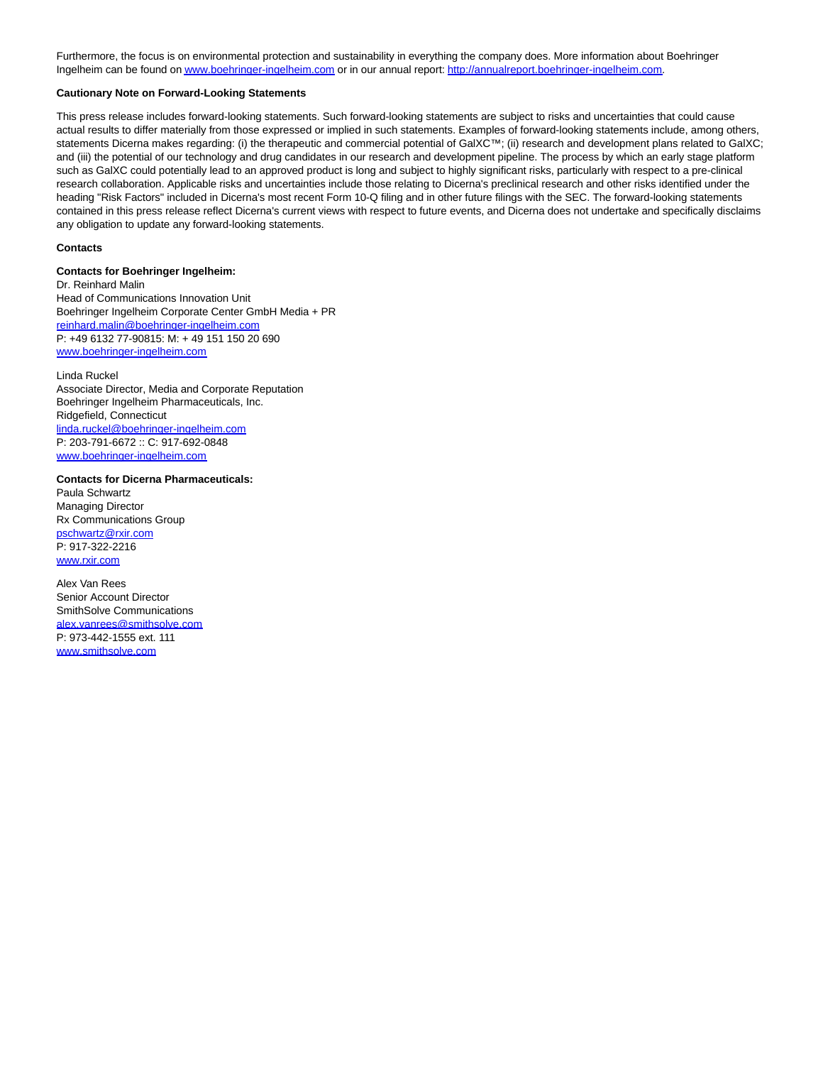Furthermore, the focus is on environmental protection and sustainability in everything the company does. More information about Boehringer Ingelheim can be found on www.boehringer-ingelheim.com or in our annual report: http://annualreport.boehringer-ingelheim.com.

**Cautionary Note on Forward-Looking Statements**

This press release includes forward-looking statements. Such forward-looking statements are subject to risks and uncertainties that could cause actual results to differ materially from those expressed or implied in such statements. Examples of forward-looking statements include, among others, statements Dicerna makes regarding: (i) the therapeutic and commercial potential of GalXC™; (ii) research and development plans related to GalXC; and (iii) the potential of our technology and drug candidates in our research and development pipeline. The process by which an early stage platform such as GalXC could potentially lead to an approved product is long and subject to highly significant risks, particularly with respect to a pre-clinical research collaboration. Applicable risks and uncertainties include those relating to Dicerna's preclinical research and other risks identified under the heading "Risk Factors" included in Dicerna's most recent Form 10-Q filing and in other future filings with the SEC. The forward-looking statements contained in this press release reflect Dicerna's current views with respect to future events, and Dicerna does not undertake and specifically disclaims any obligation to update any forward-looking statements.

**Contacts**

**Contacts for Boehringer Ingelheim:**
Dr. Reinhard Malin
Head of Communications Innovation Unit
Boehringer Ingelheim Corporate Center GmbH Media + PR
reinhard.malin@boehringer-ingelheim.com
P: +49 6132 77-90815: M: + 49 151 150 20 690
www.boehringer-ingelheim.com

Linda Ruckel
Associate Director, Media and Corporate Reputation
Boehringer Ingelheim Pharmaceuticals, Inc.
Ridgefield, Connecticut
linda.ruckel@boehringer-ingelheim.com
P: 203-791-6672 :: C: 917-692-0848
www.boehringer-ingelheim.com

**Contacts for Dicerna Pharmaceuticals:**
Paula Schwartz
Managing Director
Rx Communications Group
pschwartz@rxir.com
P: 917-322-2216
www.rxir.com

Alex Van Rees
Senior Account Director
SmithSolve Communications
alex.vanrees@smithsolve.com
P: 973-442-1555 ext. 111
www.smithsolve.com